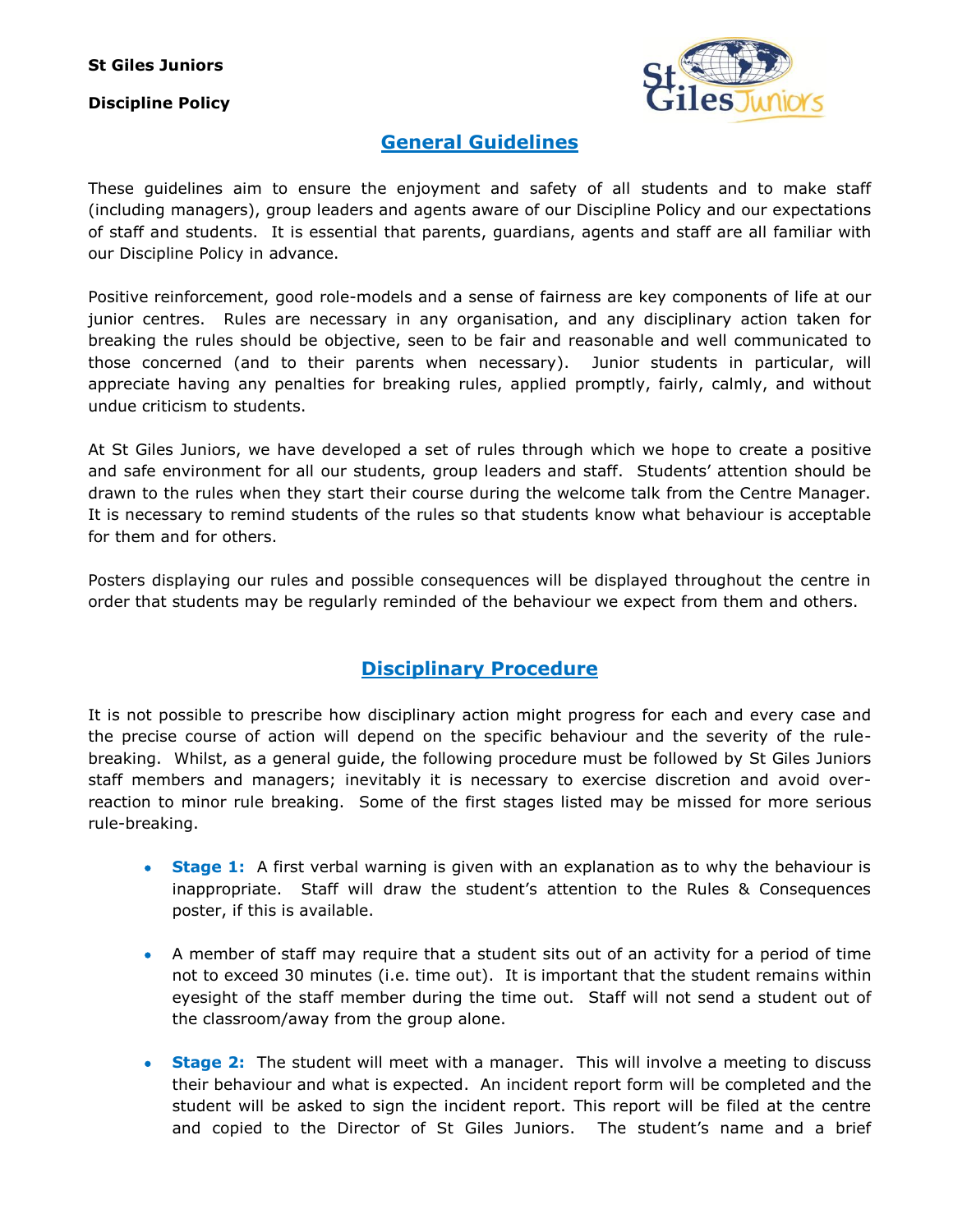**St Giles Juniors**

**Discipline Policy**

## General Guidelines

These guidelines aim to ensure the enjoyment and safety of all students and to make staff (including managers), group leaders and agents aware of our Discipline Policy and our expectations of staff and students. It is essential that parents, guardians, agents and staff are all familiar with our Discipline Policy in advance.

Positive reinforcement, good role-models and a sense of fairness are key components of life at our junior centres. Rules are necessary in any organisation, and any disciplinary action taken for breaking the rules should be objective, seen to be fair and reasonable and well communicated to those concerned (and to their parents when necessary). Junior students in particular, will appreciate having any penalties for breaking rules, applied promptly, fairly, calmly, and without undue criticism to students.

At St Giles Juniors, we have developed a set of rules through which we hope to create a positive and safe environment for all our students, group leaders and staff. Students' attention should be drawn to the rules when they start their course during the welcome talk from the Centre Manager. It is necessary to remind students of the rules so that students know what behaviour is acceptable for them and for others.

Posters displaying our rules and possible consequences will be displayed throughout the centre in order that students may be regularly reminded of the behaviour we expect from them and others.

## Disciplinary Procedure

It is not possible to prescribe how disciplinary action might progress for each and every case and the precise course of action will depend on the specific behaviour and the severity of the rule-breaking. Whilst, as a general guide, the following procedure must be followed by St Giles Juniors staff members and managers; inevitably it is necessary to exercise discretion and avoid over-reaction to minor rule breaking. Some of the first stages listed may be missed for more serious rule-breaking.

- **Stage 1:** A first verbal warning is given with an explanation as to why the behaviour is inappropriate. Staff will draw the student's attention to the Rules & Consequences poster, if this is available.

- A member of staff may require that a student sits out of an activity for a period of time not to exceed 30 minutes (i.e. time out). It is important that the student remains within eyesight of the staff member during the time out. Staff will not send a student out of the classroom/away from the group alone.

- **Stage 2:** The student will meet with a manager. This will involve a meeting to discuss their behaviour and what is expected. An incident report form will be completed and the student will be asked to sign the incident report. This report will be filed at the centre and copied to the Director of St Giles Juniors. The student's name and a brief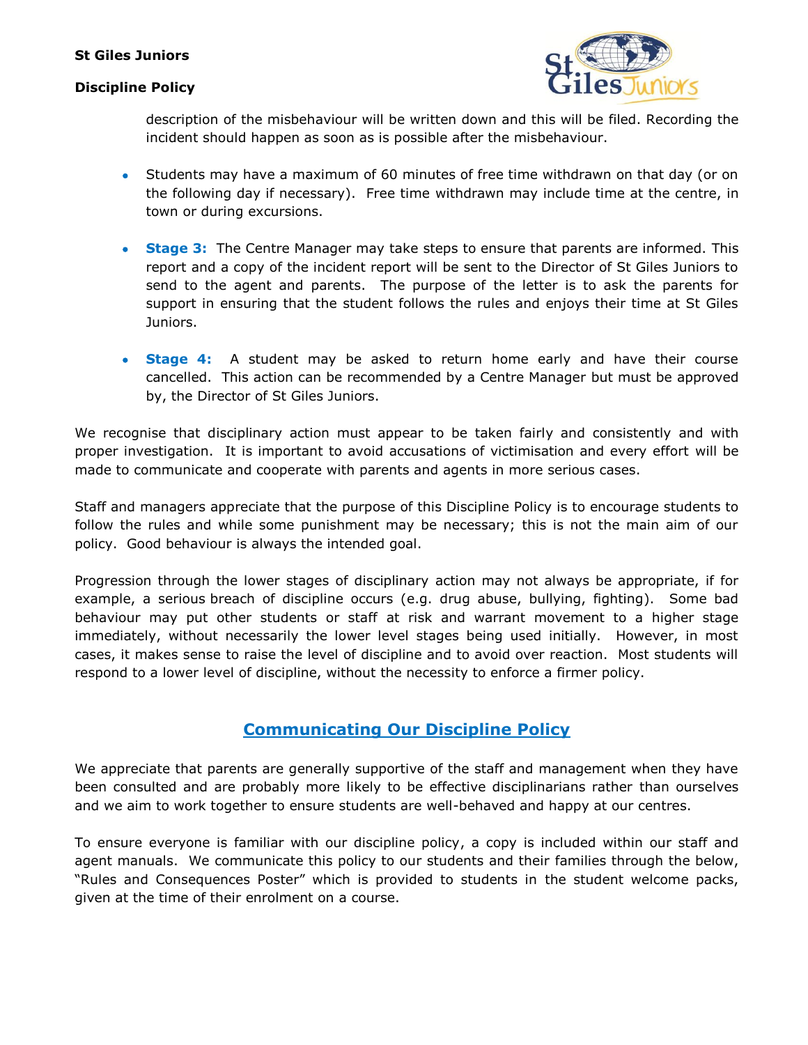description of the misbehaviour will be written down and this will be filed. Recording the incident should happen as soon as is possible after the misbehaviour.

- Students may have a maximum of 60 minutes of free time withdrawn on that day (or on the following day if necessary). Free time withdrawn may include time at the centre, in town or during excursions.

- **Stage 3:** The Centre Manager may take steps to ensure that parents are informed. This report and a copy of the incident report will be sent to the Director of St Giles Juniors to send to the agent and parents. The purpose of the letter is to ask the parents for support in ensuring that the student follows the rules and enjoys their time at St Giles Juniors.

- **Stage 4:** A student may be asked to return home early and have their course cancelled. This action can be recommended by a Centre Manager but must be approved by, the Director of St Giles Juniors.

We recognise that disciplinary action must appear to be taken fairly and consistently and with proper investigation. It is important to avoid accusations of victimisation and every effort will be made to communicate and cooperate with parents and agents in more serious cases.

Staff and managers appreciate that the purpose of this Discipline Policy is to encourage students to follow the rules and while some punishment may be necessary; this is not the main aim of our policy. Good behaviour is always the intended goal.

Progression through the lower stages of disciplinary action may not always be appropriate, if for example, a serious breach of discipline occurs (e.g. drug abuse, bullying, fighting). Some bad behaviour may put other students or staff at risk and warrant movement to a higher stage immediately, without necessarily the lower level stages being used initially. However, in most cases, it makes sense to raise the level of discipline and to avoid over reaction. Most students will respond to a lower level of discipline, without the necessity to enforce a firmer policy.

## Communicating Our Discipline Policy

We appreciate that parents are generally supportive of the staff and management when they have been consulted and are probably more likely to be effective disciplinarians rather than ourselves and we aim to work together to ensure students are well-behaved and happy at our centres.

To ensure everyone is familiar with our discipline policy, a copy is included within our staff and agent manuals. We communicate this policy to our students and their families through the below, "Rules and Consequences Poster" which is provided to students in the student welcome packs, given at the time of their enrolment on a course.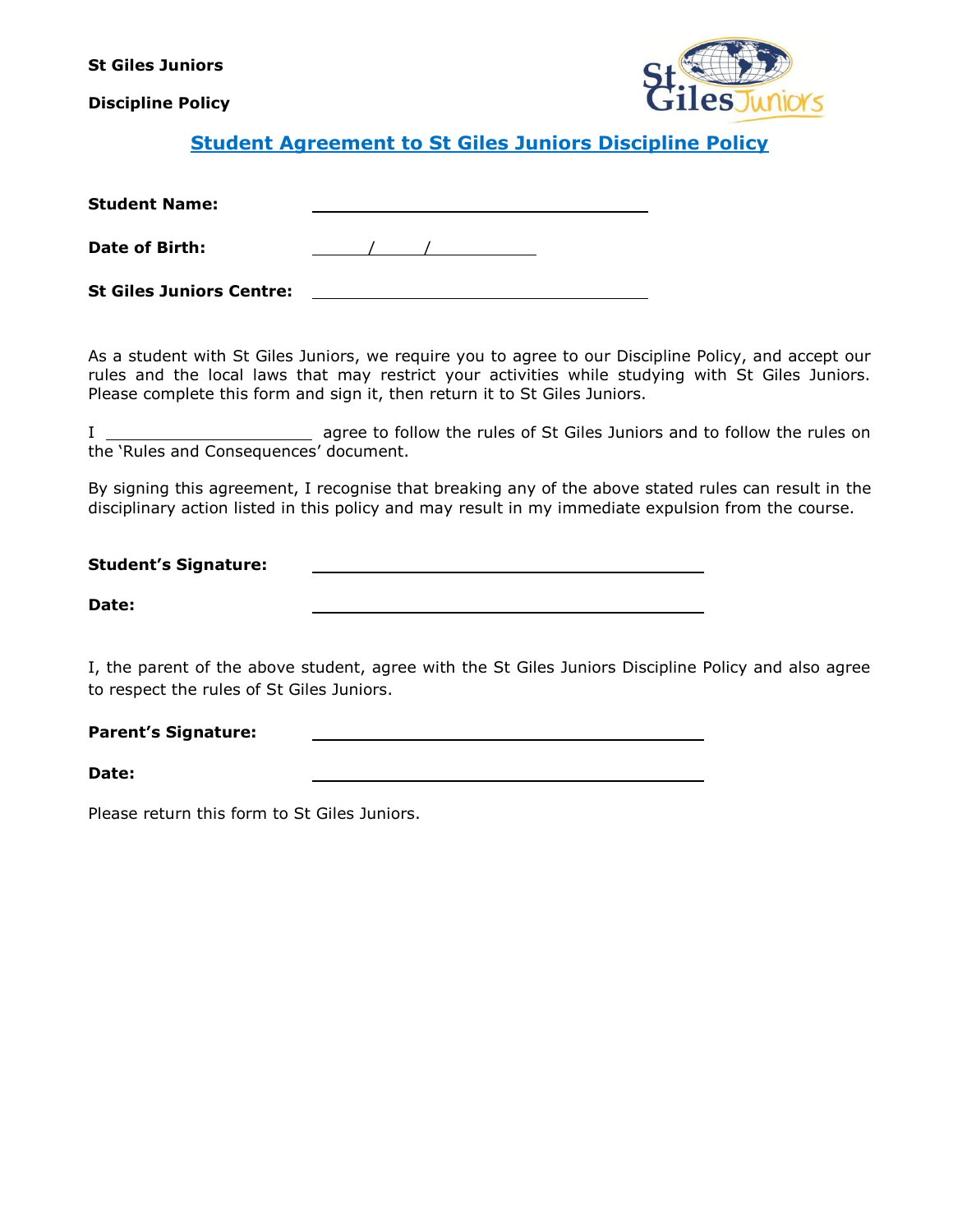**St Giles Juniors**

**Discipline Policy**

## Student Agreement to St Giles Juniors Discipline Policy

**Student Name:** ______________________________

**Date of Birth:** ______/______/__________

**St Giles Juniors Centre:** ______________________________

As a student with St Giles Juniors, we require you to agree to our Discipline Policy, and accept our rules and the local laws that may restrict your activities while studying with St Giles Juniors. Please complete this form and sign it, then return it to St Giles Juniors.

I ______________________ agree to follow the rules of St Giles Juniors and to follow the rules on the 'Rules and Consequences' document.

By signing this agreement, I recognise that breaking any of the above stated rules can result in the disciplinary action listed in this policy and may result in my immediate expulsion from the course.

**Student's Signature:** ______________________________

**Date:** ______________________________

I, the parent of the above student, agree with the St Giles Juniors Discipline Policy and also agree to respect the rules of St Giles Juniors.

**Parent's Signature:** ______________________________

**Date:** ______________________________

Please return this form to St Giles Juniors.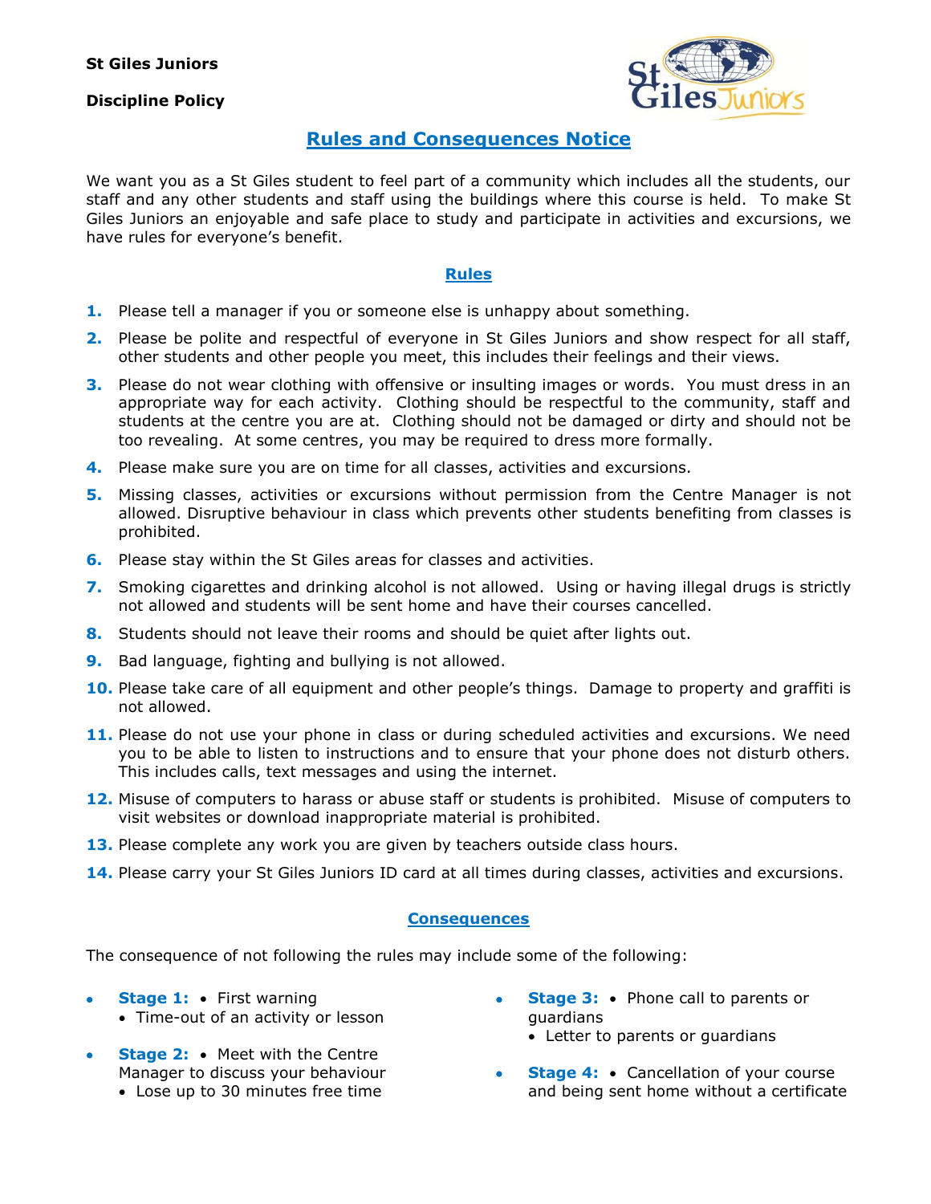**St Giles Juniors**

**Discipline Policy**

## Rules and Consequences Notice

We want you as a St Giles student to feel part of a community which includes all the students, our staff and any other students and staff using the buildings where this course is held. To make St Giles Juniors an enjoyable and safe place to study and participate in activities and excursions, we have rules for everyone's benefit.

### Rules

1. Please tell a manager if you or someone else is unhappy about something.
2. Please be polite and respectful of everyone in St Giles Juniors and show respect for all staff, other students and other people you meet, this includes their feelings and their views.
3. Please do not wear clothing with offensive or insulting images or words. You must dress in an appropriate way for each activity. Clothing should be respectful to the community, staff and students at the centre you are at. Clothing should not be damaged or dirty and should not be too revealing. At some centres, you may be required to dress more formally.
4. Please make sure you are on time for all classes, activities and excursions.
5. Missing classes, activities or excursions without permission from the Centre Manager is not allowed. Disruptive behaviour in class which prevents other students benefiting from classes is prohibited.
6. Please stay within the St Giles areas for classes and activities.
7. Smoking cigarettes and drinking alcohol is not allowed. Using or having illegal drugs is strictly not allowed and students will be sent home and have their courses cancelled.
8. Students should not leave their rooms and should be quiet after lights out.
9. Bad language, fighting and bullying is not allowed.
10. Please take care of all equipment and other people's things. Damage to property and graffiti is not allowed.
11. Please do not use your phone in class or during scheduled activities and excursions. We need you to be able to listen to instructions and to ensure that your phone does not disturb others. This includes calls, text messages and using the internet.
12. Misuse of computers to harass or abuse staff or students is prohibited. Misuse of computers to visit websites or download inappropriate material is prohibited.
13. Please complete any work you are given by teachers outside class hours.
14. Please carry your St Giles Juniors ID card at all times during classes, activities and excursions.

### Consequences

The consequence of not following the rules may include some of the following:

- **Stage 1:**
  - First warning
  - Time-out of an activity or lesson
- **Stage 2:**
  - Meet with the Centre Manager to discuss your behaviour
  - Lose up to 30 minutes free time
- **Stage 3:**
  - Phone call to parents or guardians
  - Letter to parents or guardians
- **Stage 4:**
  - Cancellation of your course and being sent home without a certificate